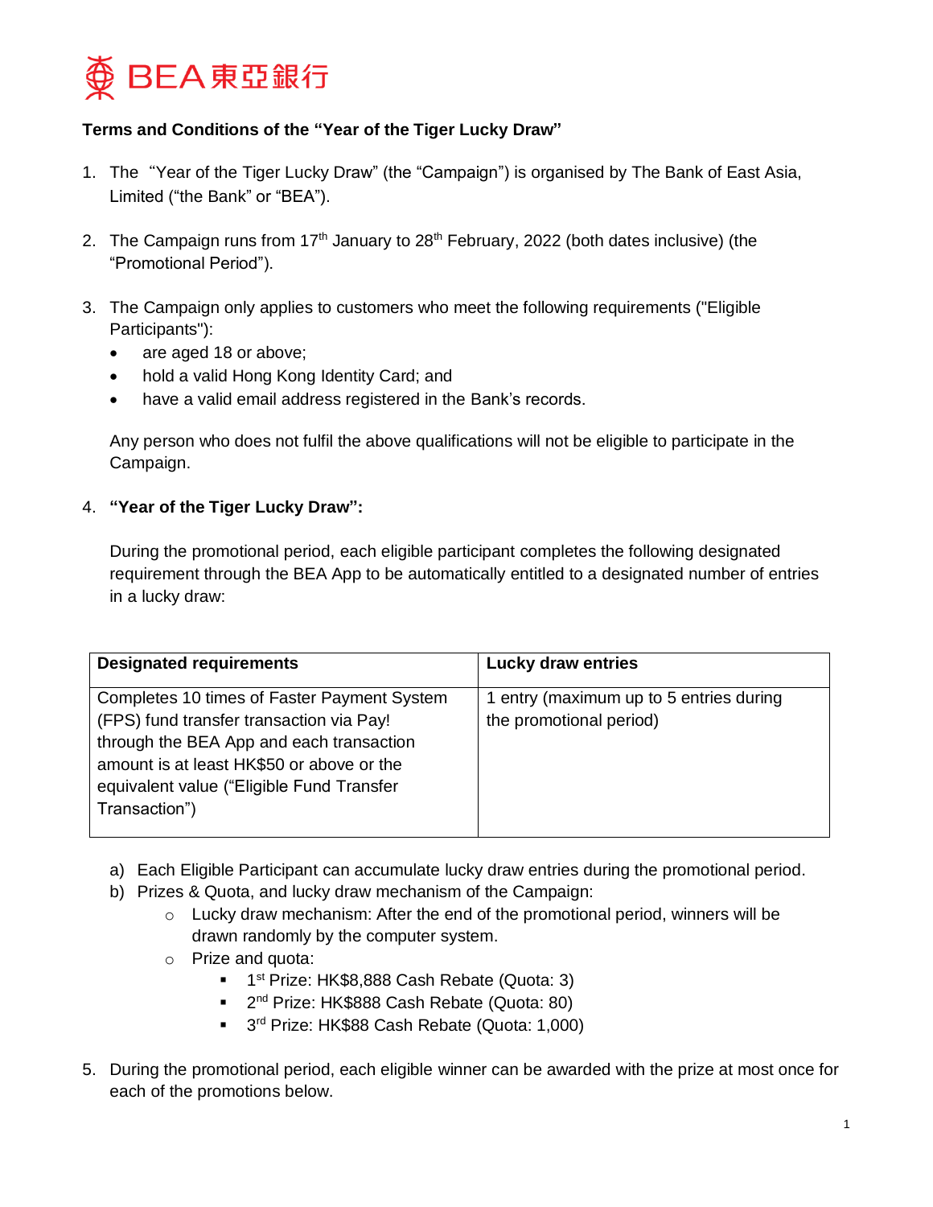BEA 東亞銀行

**Terms and Conditions of the "Year of the Tiger Lucky Draw"**

1. The "Year of the Tiger Lucky Draw" (the "Campaign") is organised by The Bank of East Asia, Limited ("the Bank" or "BEA").

2. The Campaign runs from 17th January to 28th February, 2022 (both dates inclusive) (the "Promotional Period").

3. The Campaign only applies to customers who meet the following requirements ("Eligible Participants"):
   - are aged 18 or above;
   - hold a valid Hong Kong Identity Card; and
   - have a valid email address registered in the Bank's records.

   Any person who does not fulfil the above qualifications will not be eligible to participate in the Campaign.

4. **"Year of the Tiger Lucky Draw":**

   During the promotional period, each eligible participant completes the following designated requirement through the BEA App to be automatically entitled to a designated number of entries in a lucky draw:

| Designated requirements | Lucky draw entries |
|---|---|
| Completes 10 times of Faster Payment System (FPS) fund transfer transaction via Pay! through the BEA App and each transaction amount is at least HK$50 or above or the equivalent value ("Eligible Fund Transfer Transaction") | 1 entry (maximum up to 5 entries during the promotional period) |

   a) Each Eligible Participant can accumulate lucky draw entries during the promotional period.
   b) Prizes & Quota, and lucky draw mechanism of the Campaign:
      - Lucky draw mechanism: After the end of the promotional period, winners will be drawn randomly by the computer system.
      - Prize and quota:
        - 1st Prize: HK$8,888 Cash Rebate (Quota: 3)
        - 2nd Prize: HK$888 Cash Rebate (Quota: 80)
        - 3rd Prize: HK$88 Cash Rebate (Quota: 1,000)

5. During the promotional period, each eligible winner can be awarded with the prize at most once for each of the promotions below.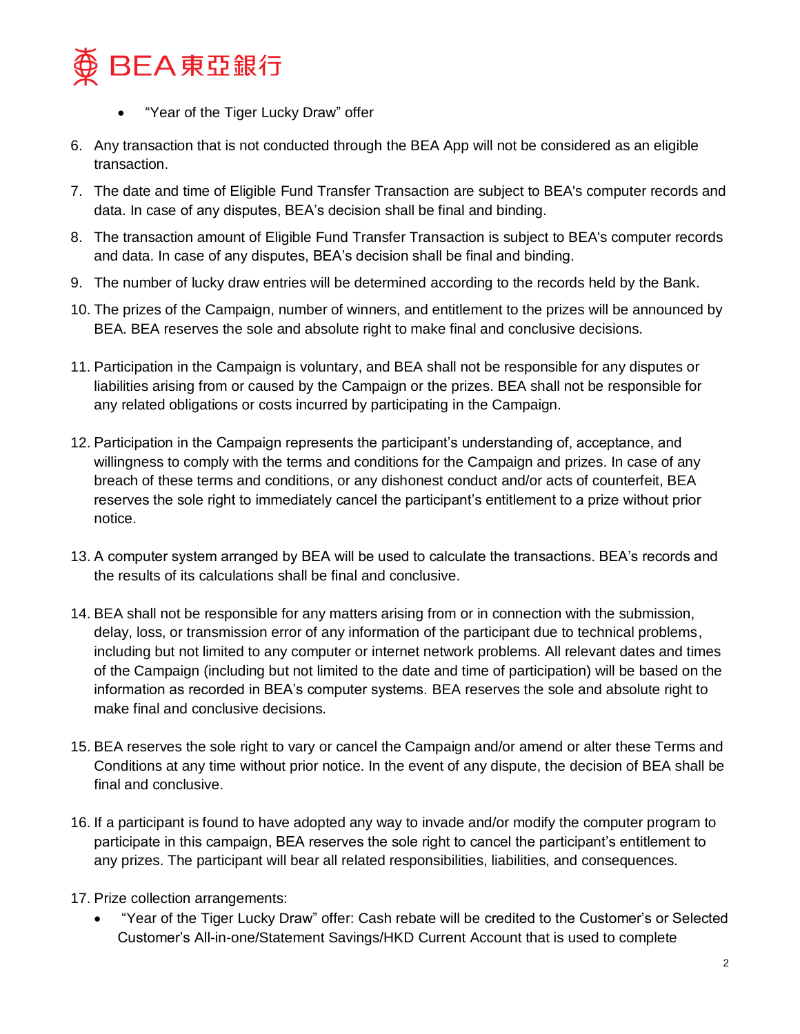- "Year of the Tiger Lucky Draw" offer

6. Any transaction that is not conducted through the BEA App will not be considered as an eligible transaction.
7. The date and time of Eligible Fund Transfer Transaction are subject to BEA's computer records and data. In case of any disputes, BEA's decision shall be final and binding.
8. The transaction amount of Eligible Fund Transfer Transaction is subject to BEA's computer records and data. In case of any disputes, BEA's decision shall be final and binding.
9. The number of lucky draw entries will be determined according to the records held by the Bank.
10. The prizes of the Campaign, number of winners, and entitlement to the prizes will be announced by BEA. BEA reserves the sole and absolute right to make final and conclusive decisions.
11. Participation in the Campaign is voluntary, and BEA shall not be responsible for any disputes or liabilities arising from or caused by the Campaign or the prizes. BEA shall not be responsible for any related obligations or costs incurred by participating in the Campaign.
12. Participation in the Campaign represents the participant's understanding of, acceptance, and willingness to comply with the terms and conditions for the Campaign and prizes. In case of any breach of these terms and conditions, or any dishonest conduct and/or acts of counterfeit, BEA reserves the sole right to immediately cancel the participant's entitlement to a prize without prior notice.
13. A computer system arranged by BEA will be used to calculate the transactions. BEA's records and the results of its calculations shall be final and conclusive.
14. BEA shall not be responsible for any matters arising from or in connection with the submission, delay, loss, or transmission error of any information of the participant due to technical problems, including but not limited to any computer or internet network problems. All relevant dates and times of the Campaign (including but not limited to the date and time of participation) will be based on the information as recorded in BEA's computer systems. BEA reserves the sole and absolute right to make final and conclusive decisions.
15. BEA reserves the sole right to vary or cancel the Campaign and/or amend or alter these Terms and Conditions at any time without prior notice. In the event of any dispute, the decision of BEA shall be final and conclusive.
16. If a participant is found to have adopted any way to invade and/or modify the computer program to participate in this campaign, BEA reserves the sole right to cancel the participant's entitlement to any prizes. The participant will bear all related responsibilities, liabilities, and consequences.
17. Prize collection arrangements:
    - "Year of the Tiger Lucky Draw" offer: Cash rebate will be credited to the Customer's or Selected Customer's All-in-one/Statement Savings/HKD Current Account that is used to complete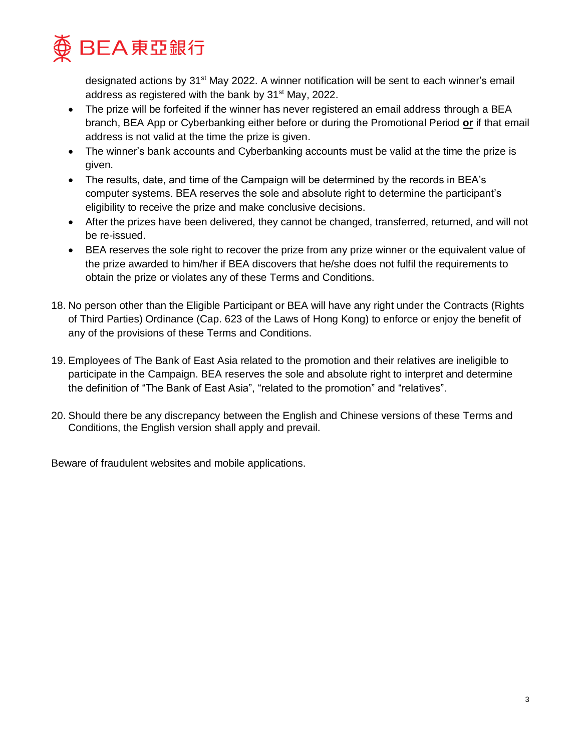designated actions by 31st May 2022. A winner notification will be sent to each winner's email address as registered with the bank by 31st May, 2022.

- The prize will be forfeited if the winner has never registered an email address through a BEA branch, BEA App or Cyberbanking either before or during the Promotional Period **or** if that email address is not valid at the time the prize is given.
- The winner's bank accounts and Cyberbanking accounts must be valid at the time the prize is given.
- The results, date, and time of the Campaign will be determined by the records in BEA's computer systems. BEA reserves the sole and absolute right to determine the participant's eligibility to receive the prize and make conclusive decisions.
- After the prizes have been delivered, they cannot be changed, transferred, returned, and will not be re-issued.
- BEA reserves the sole right to recover the prize from any prize winner or the equivalent value of the prize awarded to him/her if BEA discovers that he/she does not fulfil the requirements to obtain the prize or violates any of these Terms and Conditions.

18. No person other than the Eligible Participant or BEA will have any right under the Contracts (Rights of Third Parties) Ordinance (Cap. 623 of the Laws of Hong Kong) to enforce or enjoy the benefit of any of the provisions of these Terms and Conditions.

19. Employees of The Bank of East Asia related to the promotion and their relatives are ineligible to participate in the Campaign. BEA reserves the sole and absolute right to interpret and determine the definition of "The Bank of East Asia", "related to the promotion" and "relatives".

20. Should there be any discrepancy between the English and Chinese versions of these Terms and Conditions, the English version shall apply and prevail.

Beware of fraudulent websites and mobile applications.